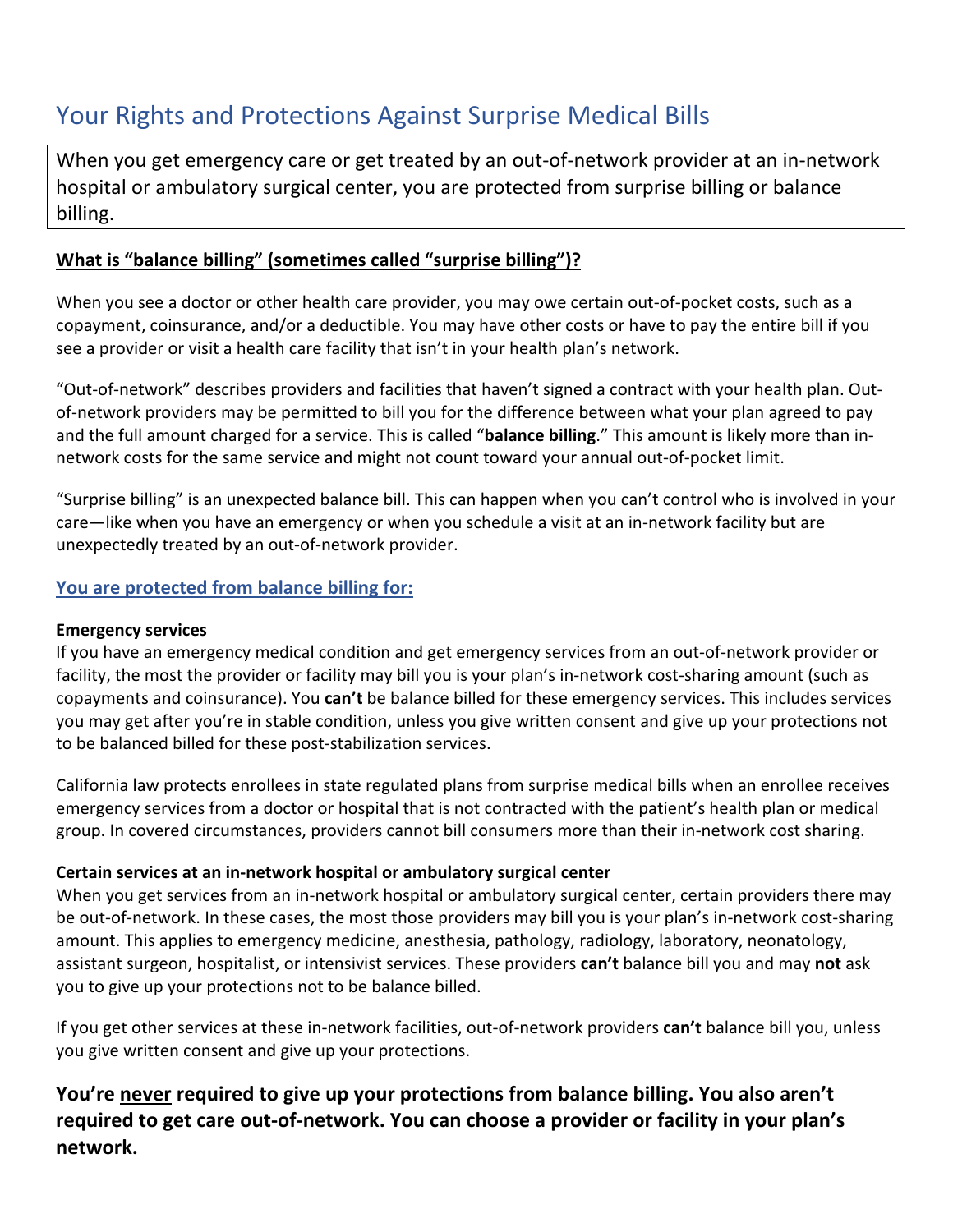# Your Rights and Protections Against Surprise Medical Bills

When you get emergency care or get treated by an out-of-network provider at an in-network hospital or ambulatory surgical center, you are protected from surprise billing or balance billing.

## What is "balance billing" (sometimes called "surprise billing")?

When you see a doctor or other health care provider, you may owe certain out-of-pocket costs, such as a copayment, coinsurance, and/or a deductible. You may have other costs or have to pay the entire bill if you see a provider or visit a health care facility that isn't in your health plan's network.

"Out-of-network" describes providers and facilities that haven't signed a contract with your health plan. Out-of-network providers may be permitted to bill you for the difference between what your plan agreed to pay and the full amount charged for a service. This is called "**balance billing**." This amount is likely more than in-network costs for the same service and might not count toward your annual out-of-pocket limit.

"Surprise billing" is an unexpected balance bill. This can happen when you can't control who is involved in your care—like when you have an emergency or when you schedule a visit at an in-network facility but are unexpectedly treated by an out-of-network provider.

## You are protected from balance billing for:

### Emergency services

If you have an emergency medical condition and get emergency services from an out-of-network provider or facility, the most the provider or facility may bill you is your plan's in-network cost-sharing amount (such as copayments and coinsurance). You **can't** be balance billed for these emergency services. This includes services you may get after you're in stable condition, unless you give written consent and give up your protections not to be balanced billed for these post-stabilization services.

California law protects enrollees in state regulated plans from surprise medical bills when an enrollee receives emergency services from a doctor or hospital that is not contracted with the patient's health plan or medical group. In covered circumstances, providers cannot bill consumers more than their in-network cost sharing.

### Certain services at an in-network hospital or ambulatory surgical center

When you get services from an in-network hospital or ambulatory surgical center, certain providers there may be out-of-network. In these cases, the most those providers may bill you is your plan's in-network cost-sharing amount. This applies to emergency medicine, anesthesia, pathology, radiology, laboratory, neonatology, assistant surgeon, hospitalist, or intensivist services. These providers **can't** balance bill you and may **not** ask you to give up your protections not to be balance billed.

If you get other services at these in-network facilities, out-of-network providers **can't** balance bill you, unless you give written consent and give up your protections.

**You're <u>never</u> required to give up your protections from balance billing. You also aren't required to get care out-of-network. You can choose a provider or facility in your plan's network.**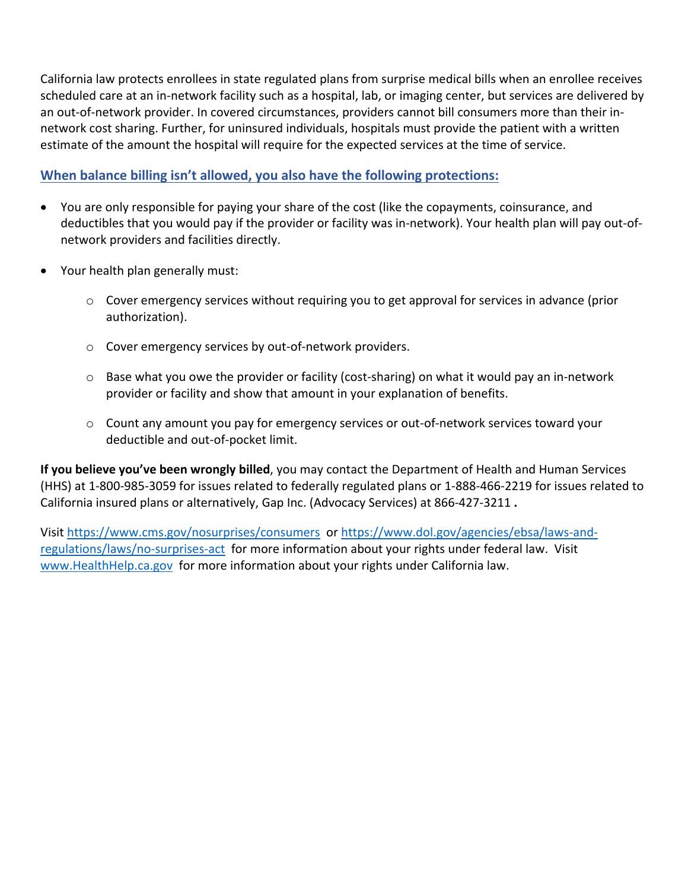California law protects enrollees in state regulated plans from surprise medical bills when an enrollee receives scheduled care at an in-network facility such as a hospital, lab, or imaging center, but services are delivered by an out-of-network provider. In covered circumstances, providers cannot bill consumers more than their in-network cost sharing. Further, for uninsured individuals, hospitals must provide the patient with a written estimate of the amount the hospital will require for the expected services at the time of service.

## When balance billing isn't allowed, you also have the following protections:

- You are only responsible for paying your share of the cost (like the copayments, coinsurance, and deductibles that you would pay if the provider or facility was in-network). Your health plan will pay out-of-network providers and facilities directly.
- Your health plan generally must:
  - Cover emergency services without requiring you to get approval for services in advance (prior authorization).
  - Cover emergency services by out-of-network providers.
  - Base what you owe the provider or facility (cost-sharing) on what it would pay an in-network provider or facility and show that amount in your explanation of benefits.
  - Count any amount you pay for emergency services or out-of-network services toward your deductible and out-of-pocket limit.

**If you believe you've been wrongly billed**, you may contact the Department of Health and Human Services (HHS) at 1-800-985-3059 for issues related to federally regulated plans or 1-888-466-2219 for issues related to California insured plans or alternatively, Gap Inc. (Advocacy Services) at 866-427-3211 **.**

Visit [https://www.cms.gov/nosurprises/consumers](https://www.cms.gov/nosurprises/consumers) or [https://www.dol.gov/agencies/ebsa/laws-and-regulations/laws/no-surprises-act](https://www.dol.gov/agencies/ebsa/laws-and-regulations/laws/no-surprises-act) for more information about your rights under federal law. Visit [www.HealthHelp.ca.gov](www.HealthHelp.ca.gov) for more information about your rights under California law.